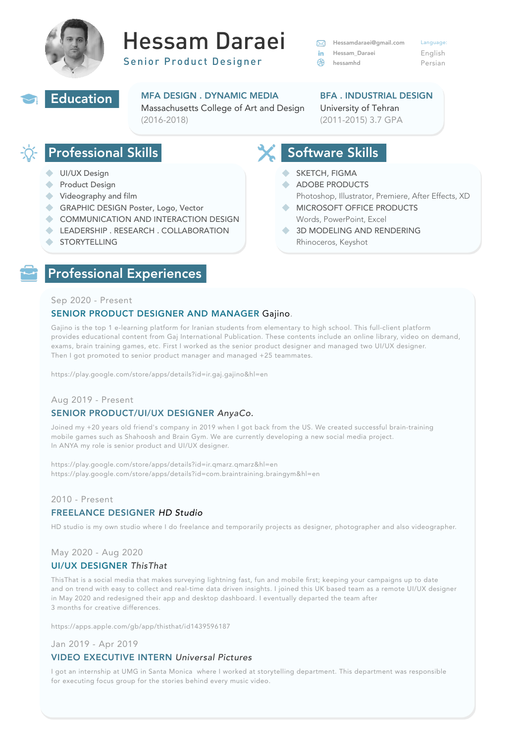# Hessam Daraei

**Senior Product Designer**

Hessamdaraei@gmail.com
Hessam_Daraei
hessamhd

Language:
English
Persian

## Education

**MFA DESIGN . DYNAMIC MEDIA**
Massachusetts College of Art and Design
(2016-2018)

**BFA . INDUSTRIAL DESIGN**
University of Tehran
(2011-2015) 3.7 GPA

## Professional Skills

- UI/UX Design
- Product Design
- Videography and film
- GRAPHIC DESIGN Poster, Logo, Vector
- COMMUNICATION AND INTERACTION DESIGN
- LEADERSHIP . RESEARCH . COLLABORATION
- STORYTELLING

## Software Skills

- SKETCH, FIGMA
- ADOBE PRODUCTS
  Photoshop, Illustrator, Premiere, After Effects, XD
- MICROSOFT OFFICE PRODUCTS
  Words, PowerPoint, Excel
- 3D MODELING AND RENDERING
  Rhinoceros, Keyshot

## Professional Experiences

Sep 2020 - Present

**SENIOR PRODUCT DESIGNER AND MANAGER** Gajino.

Gajino is the top 1 e-learning platform for Iranian students from elementary to high school. This full-client platform provides educational content from Gaj International Publication. These contents include an online library, video on demand, exams, brain training games, etc. First I worked as the senior product designer and managed two UI/UX designer. Then I got promoted to senior product manager and managed +25 teammates.

https://play.google.com/store/apps/details?id=ir.gaj.gajino&hl=en

Aug 2019 - Present

**SENIOR PRODUCT/UI/UX DESIGNER** *AnyaCo.*

Joined my +20 years old friend's company in 2019 when I got back from the US. We created successful brain-training mobile games such as Shahoosh and Brain Gym. We are currently developing a new social media project. In ANYA my role is senior product and UI/UX designer.

https://play.google.com/store/apps/details?id=ir.qmarz.qmarz&hl=en
https://play.google.com/store/apps/details?id=com.braintraining.braingym&hl=en

2010 - Present

**FREELANCE DESIGNER** *HD Studio*

HD studio is my own studio where I do freelance and temporarily projects as designer, photographer and also videographer.

May 2020 - Aug 2020

**UI/UX DESIGNER** *ThisThat*

ThisThat is a social media that makes surveying lightning fast, fun and mobile first; keeping your campaigns up to date and on trend with easy to collect and real-time data driven insights. I joined this UK based team as a remote UI/UX designer in May 2020 and redesigned their app and desktop dashboard. I eventually departed the team after 3 months for creative differences.

https://apps.apple.com/gb/app/thisthat/id1439596187

Jan 2019 - Apr 2019

**VIDEO EXECUTIVE INTERN** *Universal Pictures*

I got an internship at UMG in Santa Monica where I worked at storytelling department. This department was responsible for executing focus group for the stories behind every music video.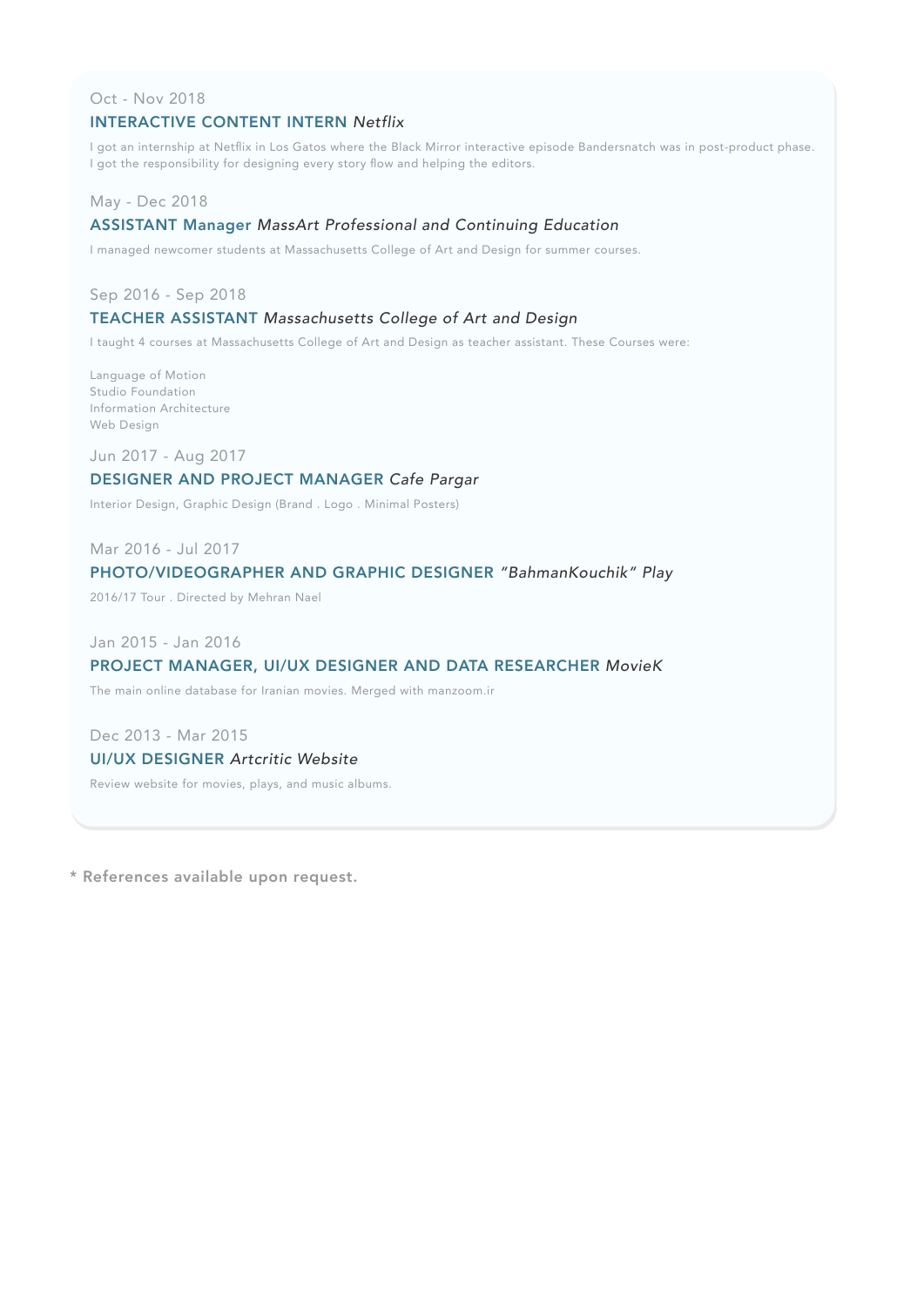Oct - Nov 2018

**INTERACTIVE CONTENT INTERN** *Netflix*

I got an internship at Netflix in Los Gatos where the Black Mirror interactive episode Bandersnatch was in post-product phase. I got the responsibility for designing every story flow and helping the editors.

May - Dec 2018

**ASSISTANT Manager** *MassArt Professional and Continuing Education*

I managed newcomer students at Massachusetts College of Art and Design for summer courses.

Sep 2016 - Sep 2018

**TEACHER ASSISTANT** *Massachusetts College of Art and Design*

I taught 4 courses at Massachusetts College of Art and Design as teacher assistant. These Courses were:

Language of Motion
Studio Foundation
Information Architecture
Web Design

Jun 2017 - Aug 2017

**DESIGNER AND PROJECT MANAGER** *Cafe Pargar*

Interior Design, Graphic Design (Brand . Logo . Minimal Posters)

Mar 2016 - Jul 2017

**PHOTO/VIDEOGRAPHER AND GRAPHIC DESIGNER** *"BahmanKouchik" Play*

2016/17 Tour . Directed by Mehran Nael

Jan 2015 - Jan 2016

**PROJECT MANAGER, UI/UX DESIGNER AND DATA RESEARCHER** *MovieK*

The main online database for Iranian movies. Merged with manzoom.ir

Dec 2013 - Mar 2015

**UI/UX DESIGNER** *Artcritic Website*

Review website for movies, plays, and music albums.

**\* References available upon request.**